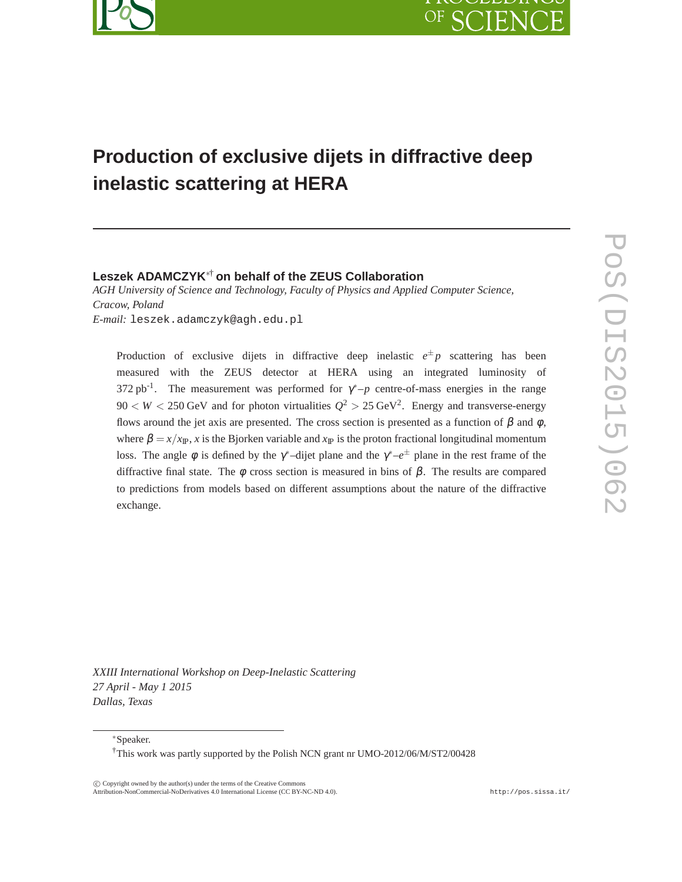# Production of exclusive dijets in diffractive deep inelastic scattering at HERA

**Leszek ADAMCZYK**[*†] **on behalf of the ZEUS Collaboration**

*AGH University of Science and Technology, Faculty of Physics and Applied Computer Science, Cracow, Poland*

*E-mail:* leszek.adamczyk@agh.edu.pl

Production of exclusive dijets in diffractive deep inelastic $e^{\pm}p$ scattering has been measured with the ZEUS detector at HERA using an integrated luminosity of 372 pb$^{-1}$. The measurement was performed for $\gamma^*$–$p$ centre-of-mass energies in the range $90 < W < 250$ GeV and for photon virtualities $Q^2 > 25$ GeV$^2$. Energy and transverse-energy flows around the jet axis are presented. The cross section is presented as a function of $\beta$ and $\phi$, where $\beta = x/x_{\mathrm{IP}}$, $x$ is the Bjorken variable and $x_{\mathrm{IP}}$ is the proton fractional longitudinal momentum loss. The angle $\phi$ is defined by the $\gamma^*$–dijet plane and the $\gamma^*$–$e^{\pm}$ plane in the rest frame of the diffractive final state. The $\phi$ cross section is measured in bins of $\beta$. The results are compared to predictions from models based on different assumptions about the nature of the diffractive exchange.

*XXIII International Workshop on Deep-Inelastic Scattering*
*27 April - May 1 2015*
*Dallas, Texas*

[*] Speaker.

[†] This work was partly supported by the Polish NCN grant nr UMO-2012/06/M/ST2/00428

© Copyright owned by the author(s) under the terms of the Creative Commons Attribution-NonCommercial-NoDerivatives 4.0 International License (CC BY-NC-ND 4.0).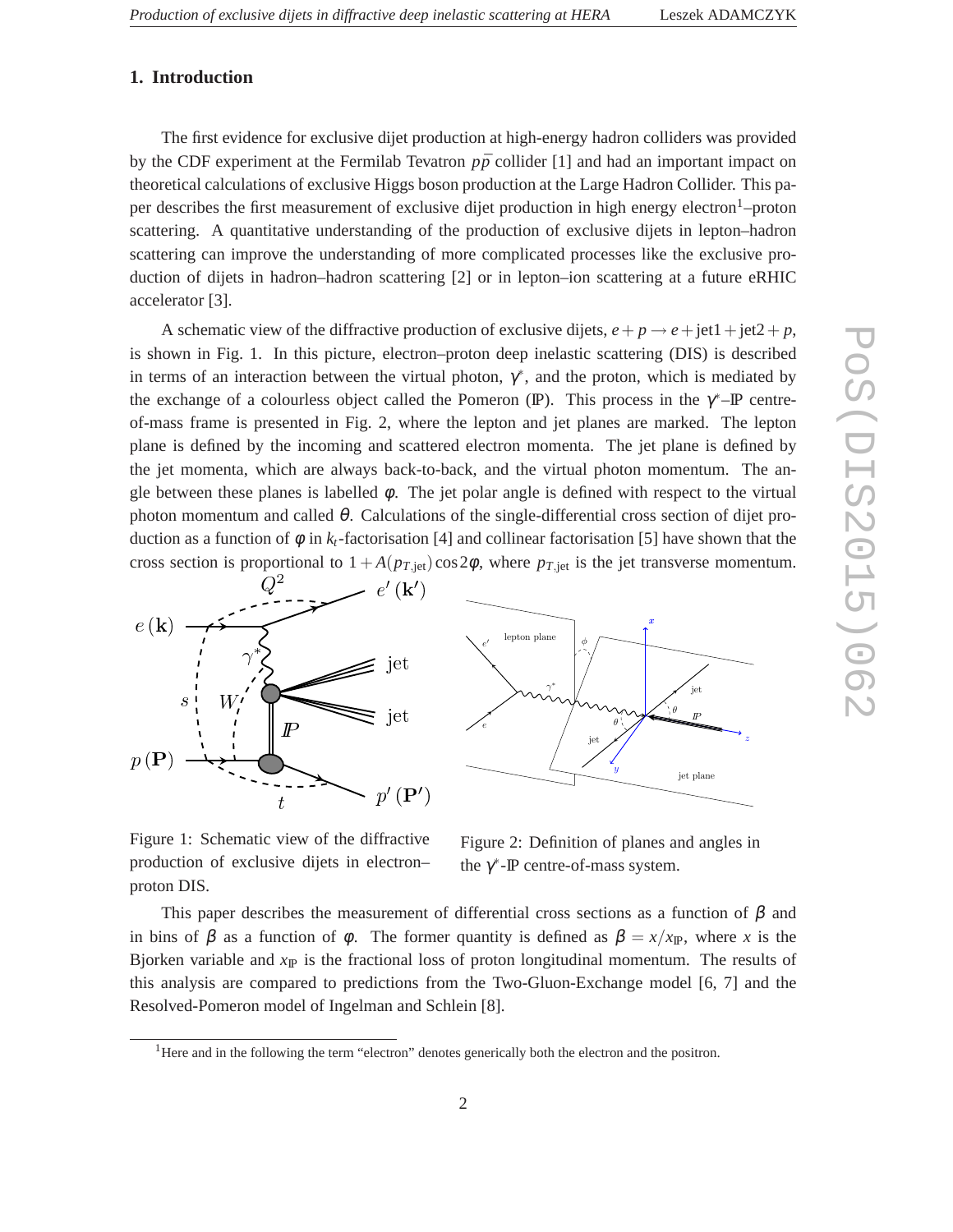## 1. Introduction

The first evidence for exclusive dijet production at high-energy hadron colliders was provided by the CDF experiment at the Fermilab Tevatron $p\bar{p}$ collider [1] and had an important impact on theoretical calculations of exclusive Higgs boson production at the Large Hadron Collider. This paper describes the first measurement of exclusive dijet production in high energy electron[1]–proton scattering. A quantitative understanding of the production of exclusive dijets in lepton–hadron scattering can improve the understanding of more complicated processes like the exclusive production of dijets in hadron–hadron scattering [2] or in lepton–ion scattering at a future eRHIC accelerator [3].

A schematic view of the diffractive production of exclusive dijets, $e + p \rightarrow e + \text{jet1} + \text{jet2} + p$, is shown in Fig. 1. In this picture, electron–proton deep inelastic scattering (DIS) is described in terms of an interaction between the virtual photon, $\gamma^*$, and the proton, which is mediated by the exchange of a colourless object called the Pomeron ($I\!P$). This process in the $\gamma^*$–$I\!P$ centre-of-mass frame is presented in Fig. 2, where the lepton and jet planes are marked. The lepton plane is defined by the incoming and scattered electron momenta. The jet plane is defined by the jet momenta, which are always back-to-back, and the virtual photon momentum. The angle between these planes is labelled $\phi$. The jet polar angle is defined with respect to the virtual photon momentum and called $\theta$. Calculations of the single-differential cross section of dijet production as a function of $\phi$ in $k_t$-factorisation [4] and collinear factorisation [5] have shown that the cross section is proportional to $1 + A(p_{T,\text{jet}}) \cos 2\phi$, where $p_{T,\text{jet}}$ is the jet transverse momentum.

Figure 1: Schematic view of the diffractive production of exclusive dijets in electron–proton DIS.

Figure 2: Definition of planes and angles in the $\gamma^*$-$I\!P$ centre-of-mass system.

This paper describes the measurement of differential cross sections as a function of $\beta$ and in bins of $\beta$ as a function of $\phi$. The former quantity is defined as $\beta = x/x_{I\!P}$, where $x$ is the Bjorken variable and $x_{I\!P}$ is the fractional loss of proton longitudinal momentum. The results of this analysis are compared to predictions from the Two-Gluon-Exchange model [6, 7] and the Resolved-Pomeron model of Ingelman and Schlein [8].

[1] Here and in the following the term "electron" denotes generically both the electron and the positron.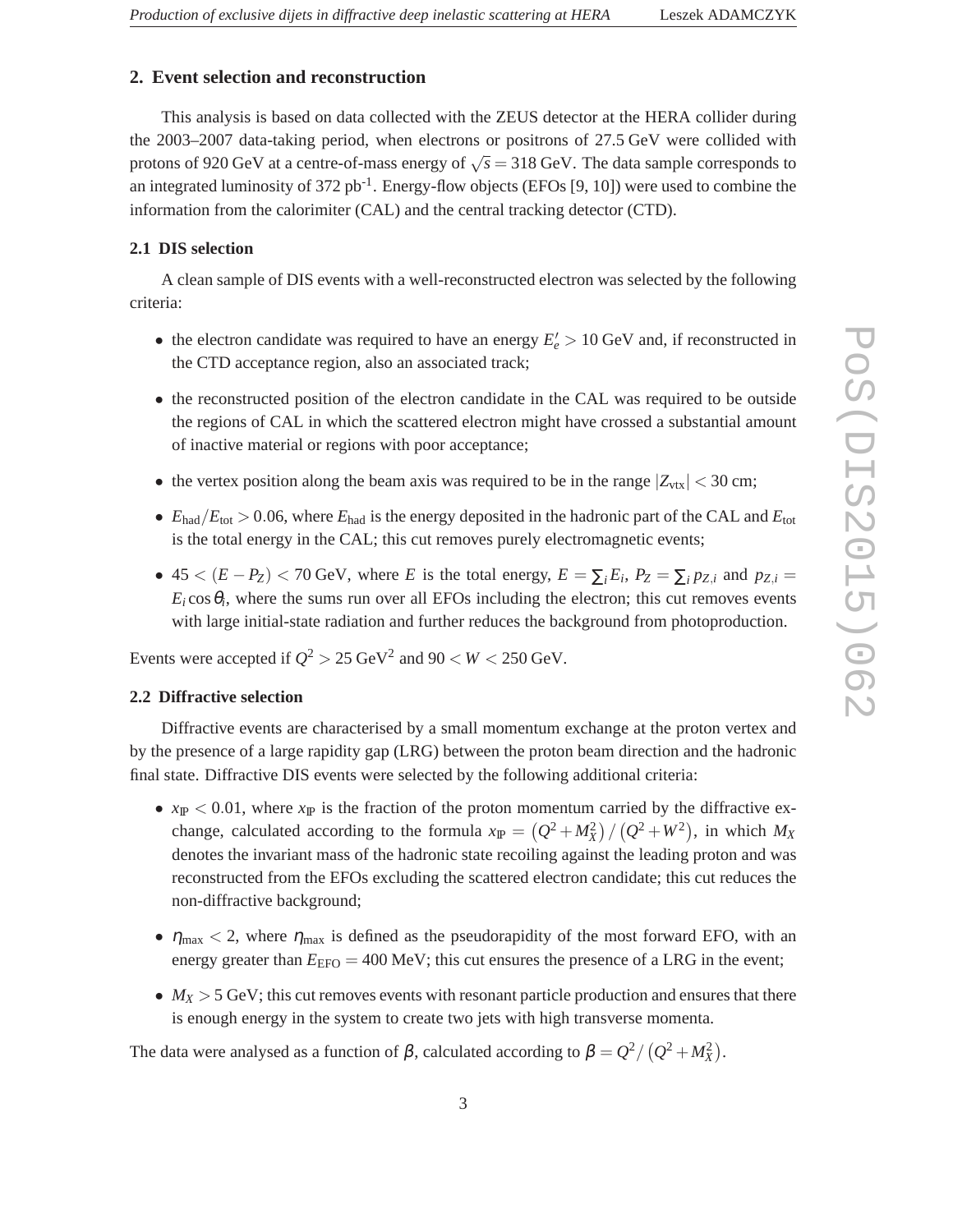## 2. Event selection and reconstruction

This analysis is based on data collected with the ZEUS detector at the HERA collider during the 2003–2007 data-taking period, when electrons or positrons of 27.5 GeV were collided with protons of 920 GeV at a centre-of-mass energy of $\sqrt{s} = 318$ GeV. The data sample corresponds to an integrated luminosity of 372 pb$^{-1}$. Energy-flow objects (EFOs [9, 10]) were used to combine the information from the calorimiter (CAL) and the central tracking detector (CTD).

### 2.1 DIS selection

A clean sample of DIS events with a well-reconstructed electron was selected by the following criteria:

- the electron candidate was required to have an energy $E'_e > 10$ GeV and, if reconstructed in the CTD acceptance region, also an associated track;
- the reconstructed position of the electron candidate in the CAL was required to be outside the regions of CAL in which the scattered electron might have crossed a substantial amount of inactive material or regions with poor acceptance;
- the vertex position along the beam axis was required to be in the range $|Z_{\mathrm{vtx}}| < 30$ cm;
- $E_{\mathrm{had}}/E_{\mathrm{tot}} > 0.06$, where $E_{\mathrm{had}}$ is the energy deposited in the hadronic part of the CAL and $E_{\mathrm{tot}}$ is the total energy in the CAL; this cut removes purely electromagnetic events;
- $45 < (E - P_Z) < 70$ GeV, where $E$ is the total energy, $E = \sum_i E_i$, $P_Z = \sum_i p_{Z,i}$ and $p_{Z,i} = E_i \cos\theta_i$, where the sums run over all EFOs including the electron; this cut removes events with large initial-state radiation and further reduces the background from photoproduction.

Events were accepted if $Q^2 > 25$ GeV$^2$ and $90 < W < 250$ GeV.

### 2.2 Diffractive selection

Diffractive events are characterised by a small momentum exchange at the proton vertex and by the presence of a large rapidity gap (LRG) between the proton beam direction and the hadronic final state. Diffractive DIS events were selected by the following additional criteria:

- $x_{\mathbb{P}} < 0.01$, where $x_{\mathbb{P}}$ is the fraction of the proton momentum carried by the diffractive exchange, calculated according to the formula $x_{\mathbb{P}} = \left(Q^2 + M_X^2\right) / \left(Q^2 + W^2\right)$, in which $M_X$ denotes the invariant mass of the hadronic state recoiling against the leading proton and was reconstructed from the EFOs excluding the scattered electron candidate; this cut reduces the non-diffractive background;
- $\eta_{\mathrm{max}} < 2$, where $\eta_{\mathrm{max}}$ is defined as the pseudorapidity of the most forward EFO, with an energy greater than $E_{\mathrm{EFO}} = 400$ MeV; this cut ensures the presence of a LRG in the event;
- $M_X > 5$ GeV; this cut removes events with resonant particle production and ensures that there is enough energy in the system to create two jets with high transverse momenta.

The data were analysed as a function of $\beta$, calculated according to $\beta = Q^2 / \left(Q^2 + M_X^2\right)$.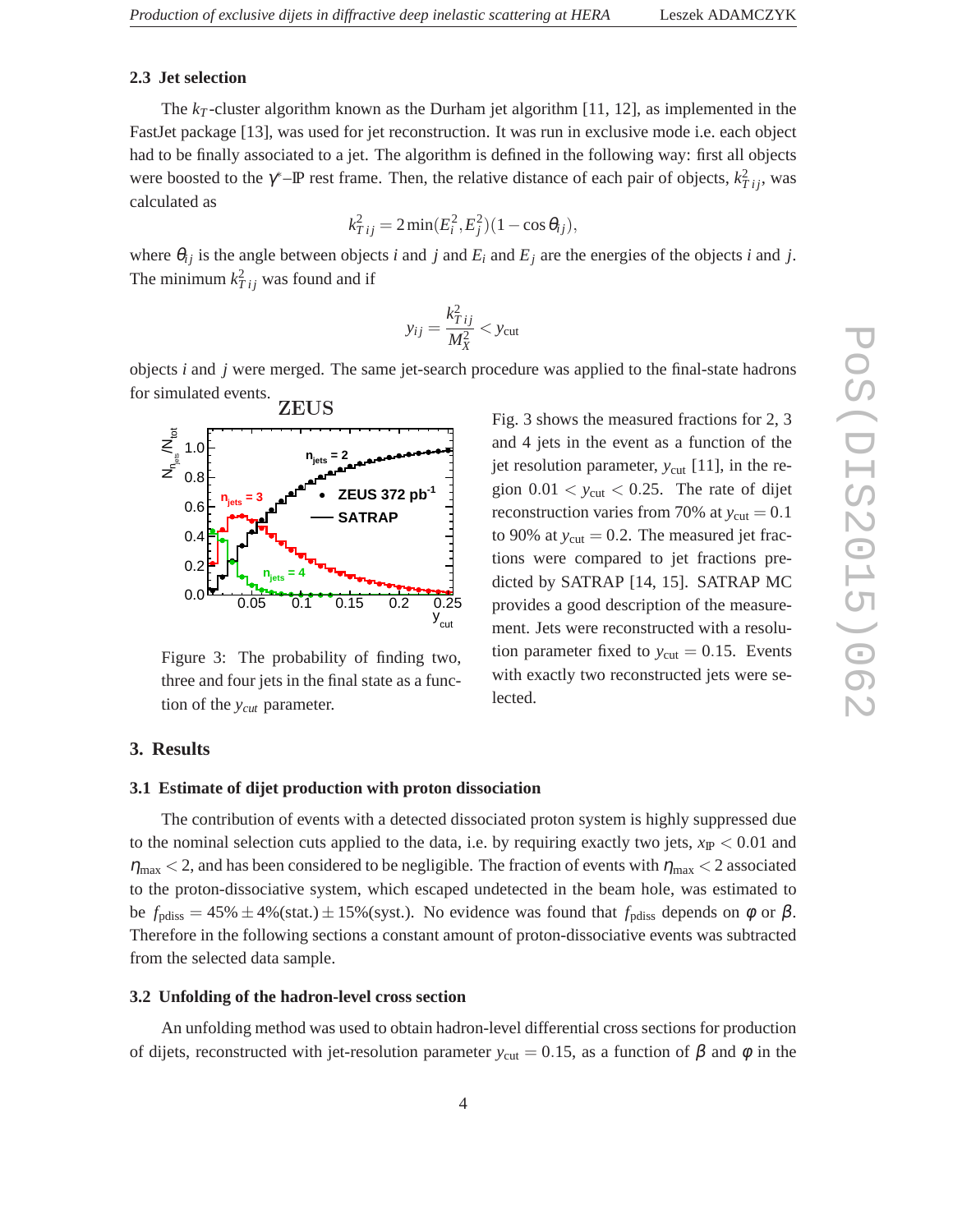### 2.3 Jet selection

The $k_T$-cluster algorithm known as the Durham jet algorithm [11, 12], as implemented in the FastJet package [13], was used for jet reconstruction. It was run in exclusive mode i.e. each object had to be finally associated to a jet. The algorithm is defined in the following way: first all objects were boosted to the $\gamma^*$–$\mathbb{P}$ rest frame. Then, the relative distance of each pair of objects, $k^2_{T\,ij}$, was calculated as

$$k^2_{T\,ij} = 2\min(E_i^2, E_j^2)(1 - \cos\theta_{ij}),$$

where $\theta_{ij}$ is the angle between objects $i$ and $j$ and $E_i$ and $E_j$ are the energies of the objects $i$ and $j$. The minimum $k^2_{T\,ij}$ was found and if

$$y_{ij} = \frac{k^2_{T\,ij}}{M_X^2} < y_{\mathrm{cut}}$$

objects $i$ and $j$ were merged. The same jet-search procedure was applied to the final-state hadrons for simulated events.

Figure 3: The probability of finding two, three and four jets in the final state as a function of the $y_{cut}$ parameter.

Fig. 3 shows the measured fractions for 2, 3 and 4 jets in the event as a function of the jet resolution parameter, $y_{\mathrm{cut}}$ [11], in the region $0.01 < y_{\mathrm{cut}} < 0.25$. The rate of dijet reconstruction varies from 70% at $y_{\mathrm{cut}} = 0.1$ to 90% at $y_{\mathrm{cut}} = 0.2$. The measured jet fractions were compared to jet fractions predicted by SATRAP [14, 15]. SATRAP MC provides a good description of the measurement. Jets were reconstructed with a resolution parameter fixed to $y_{\mathrm{cut}} = 0.15$. Events with exactly two reconstructed jets were selected.

## 3. Results

### 3.1 Estimate of dijet production with proton dissociation

The contribution of events with a detected dissociated proton system is highly suppressed due to the nominal selection cuts applied to the data, i.e. by requiring exactly two jets, $x_{\mathbb{P}} < 0.01$ and $\eta_{\mathrm{max}} < 2$, and has been considered to be negligible. The fraction of events with $\eta_{\mathrm{max}} < 2$ associated to the proton-dissociative system, which escaped undetected in the beam hole, was estimated to be $f_{\mathrm{pdiss}} = 45\% \pm 4\%(\mathrm{stat.}) \pm 15\%(\mathrm{syst.})$. No evidence was found that $f_{\mathrm{pdiss}}$ depends on $\phi$ or $\beta$. Therefore in the following sections a constant amount of proton-dissociative events was subtracted from the selected data sample.

### 3.2 Unfolding of the hadron-level cross section

An unfolding method was used to obtain hadron-level differential cross sections for production of dijets, reconstructed with jet-resolution parameter $y_{\mathrm{cut}} = 0.15$, as a function of $\beta$ and $\phi$ in the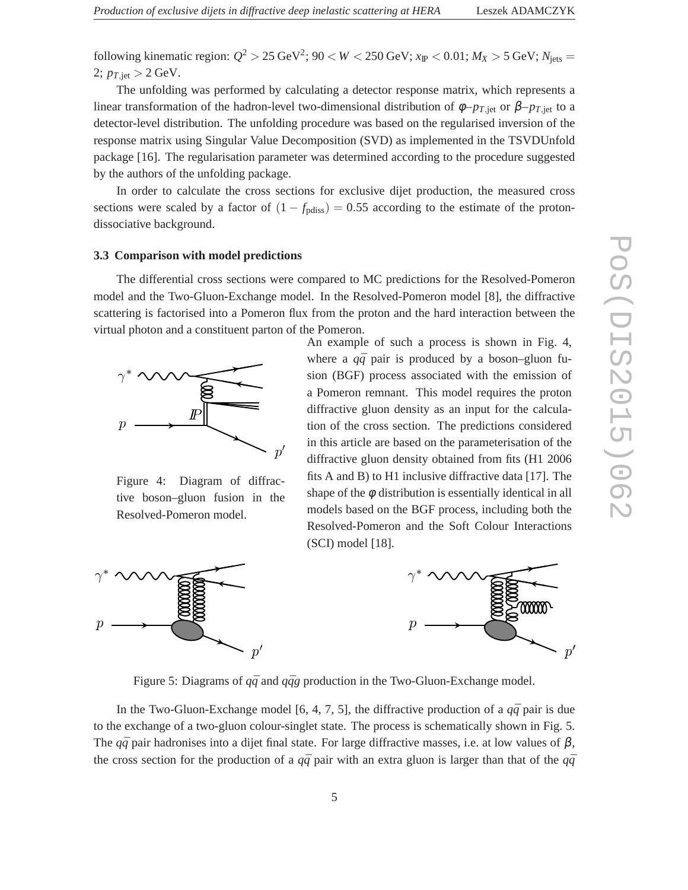following kinematic region: $Q^2 > 25\ \mathrm{GeV}^2$; $90 < W < 250\ \mathrm{GeV}$; $x_{\mathbb{P}} < 0.01$; $M_X > 5\ \mathrm{GeV}$; $N_{\mathrm{jets}} = 2$; $p_{T,\mathrm{jet}} > 2\ \mathrm{GeV}$.

The unfolding was performed by calculating a detector response matrix, which represents a linear transformation of the hadron-level two-dimensional distribution of $\phi$–$p_{T,\mathrm{jet}}$ or $\beta$–$p_{T,\mathrm{jet}}$ to a detector-level distribution. The unfolding procedure was based on the regularised inversion of the response matrix using Singular Value Decomposition (SVD) as implemented in the TSVDUnfold package [16]. The regularisation parameter was determined according to the procedure suggested by the authors of the unfolding package.

In order to calculate the cross sections for exclusive dijet production, the measured cross sections were scaled by a factor of $(1 - f_{\mathrm{pdiss}}) = 0.55$ according to the estimate of the proton-dissociative background.

### 3.3 Comparison with model predictions

The differential cross sections were compared to MC predictions for the Resolved-Pomeron model and the Two-Gluon-Exchange model. In the Resolved-Pomeron model [8], the diffractive scattering is factorised into a Pomeron flux from the proton and the hard interaction between the virtual photon and a constituent parton of the Pomeron. An example of such a process is shown in Fig. 4, where a $q\bar{q}$ pair is produced by a boson–gluon fusion (BGF) process associated with the emission of a Pomeron remnant. This model requires the proton diffractive gluon density as an input for the calculation of the cross section. The predictions considered in this article are based on the parameterisation of the diffractive gluon density obtained from fits (H1 2006 fits A and B) to H1 inclusive diffractive data [17]. The shape of the $\phi$ distribution is essentially identical in all models based on the BGF process, including both the Resolved-Pomeron and the Soft Colour Interactions (SCI) model [18].

Figure 4: Diagram of diffractive boson–gluon fusion in the Resolved-Pomeron model.

Figure 5: Diagrams of $q\bar{q}$ and $q\bar{q}g$ production in the Two-Gluon-Exchange model.

In the Two-Gluon-Exchange model [6, 4, 7, 5], the diffractive production of a $q\bar{q}$ pair is due to the exchange of a two-gluon colour-singlet state. The process is schematically shown in Fig. 5. The $q\bar{q}$ pair hadronises into a dijet final state. For large diffractive masses, i.e. at low values of $\beta$, the cross section for the production of a $q\bar{q}$ pair with an extra gluon is larger than that of the $q\bar{q}$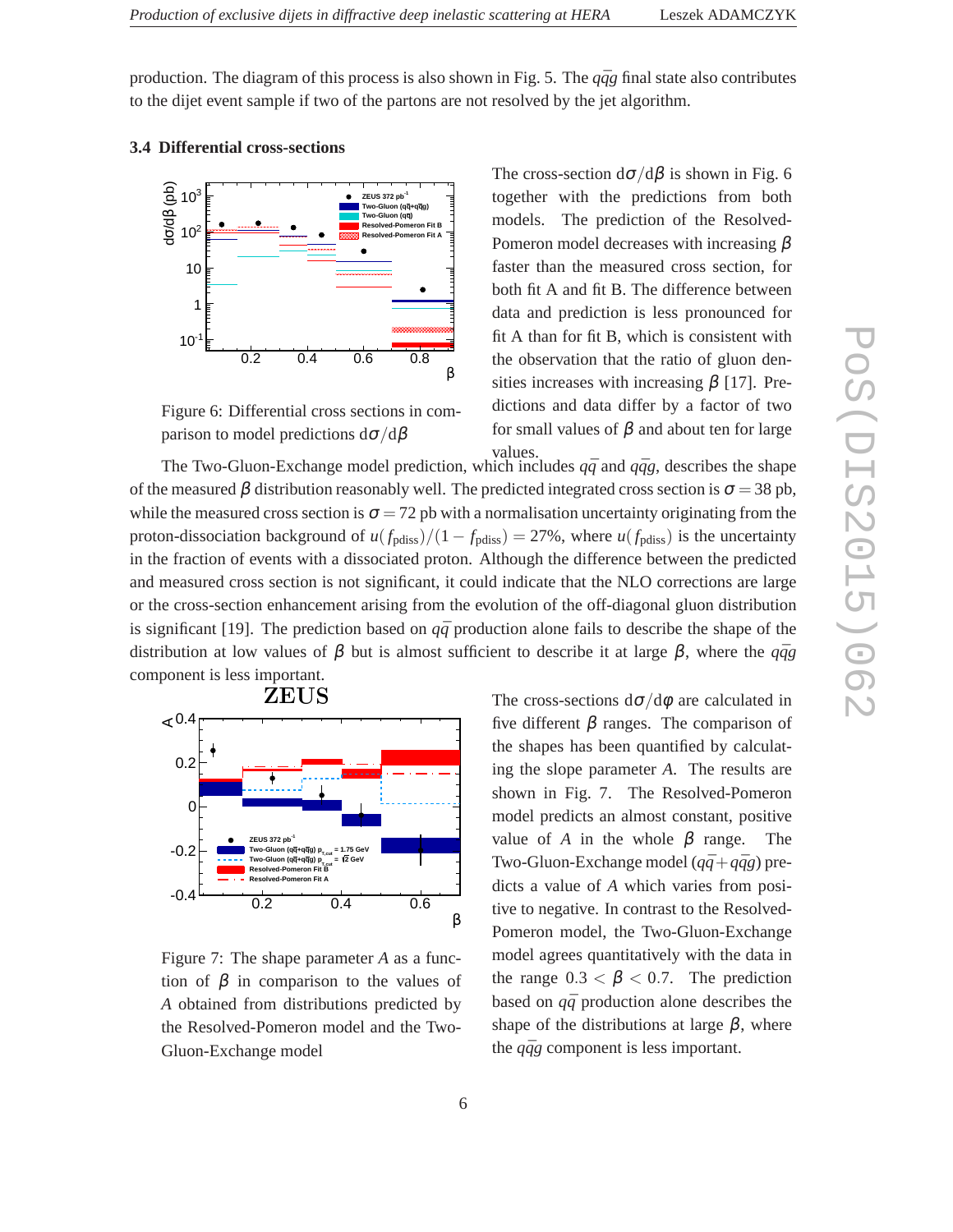production. The diagram of this process is also shown in Fig. 5. The $q\bar{q}g$ final state also contributes to the dijet event sample if two of the partons are not resolved by the jet algorithm.

### 3.4 Differential cross-sections

The cross-section $\mathrm{d}\sigma/\mathrm{d}\beta$ is shown in Fig. 6 together with the predictions from both models. The prediction of the Resolved-Pomeron model decreases with increasing $\beta$ faster than the measured cross section, for both fit A and fit B. The difference between data and prediction is less pronounced for fit A than for fit B, which is consistent with the observation that the ratio of gluon densities increases with increasing $\beta$ [17]. Predictions and data differ by a factor of two for small values of $\beta$ and about ten for large values.

Figure 6: Differential cross sections in comparison to model predictions $\mathrm{d}\sigma/\mathrm{d}\beta$

The Two-Gluon-Exchange model prediction, which includes $q\bar{q}$ and $q\bar{q}g$, describes the shape of the measured $\beta$ distribution reasonably well. The predicted integrated cross section is $\sigma = 38$ pb, while the measured cross section is $\sigma = 72$ pb with a normalisation uncertainty originating from the proton-dissociation background of $u(f_{\mathrm{pdiss}})/(1-f_{\mathrm{pdiss}}) = 27\%$, where $u(f_{\mathrm{pdiss}})$ is the uncertainty in the fraction of events with a dissociated proton. Although the difference between the predicted and measured cross section is not significant, it could indicate that the NLO corrections are large or the cross-section enhancement arising from the evolution of the off-diagonal gluon distribution is significant [19]. The prediction based on $q\bar{q}$ production alone fails to describe the shape of the distribution at low values of $\beta$ but is almost sufficient to describe it at large $\beta$, where the $q\bar{q}g$ component is less important.

The cross-sections $\mathrm{d}\sigma/\mathrm{d}\varphi$ are calculated in five different $\beta$ ranges. The comparison of the shapes has been quantified by calculating the slope parameter $A$. The results are shown in Fig. 7. The Resolved-Pomeron model predicts an almost constant, positive value of $A$ in the whole $\beta$ range. The Two-Gluon-Exchange model ($q\bar{q}+q\bar{q}g$) predicts a value of $A$ which varies from positive to negative. In contrast to the Resolved-Pomeron model, the Two-Gluon-Exchange model agrees quantitatively with the data in the range $0.3 < \beta < 0.7$. The prediction based on $q\bar{q}$ production alone describes the shape of the distributions at large $\beta$, where the $q\bar{q}g$ component is less important.

Figure 7: The shape parameter $A$ as a function of $\beta$ in comparison to the values of $A$ obtained from distributions predicted by the Resolved-Pomeron model and the Two-Gluon-Exchange model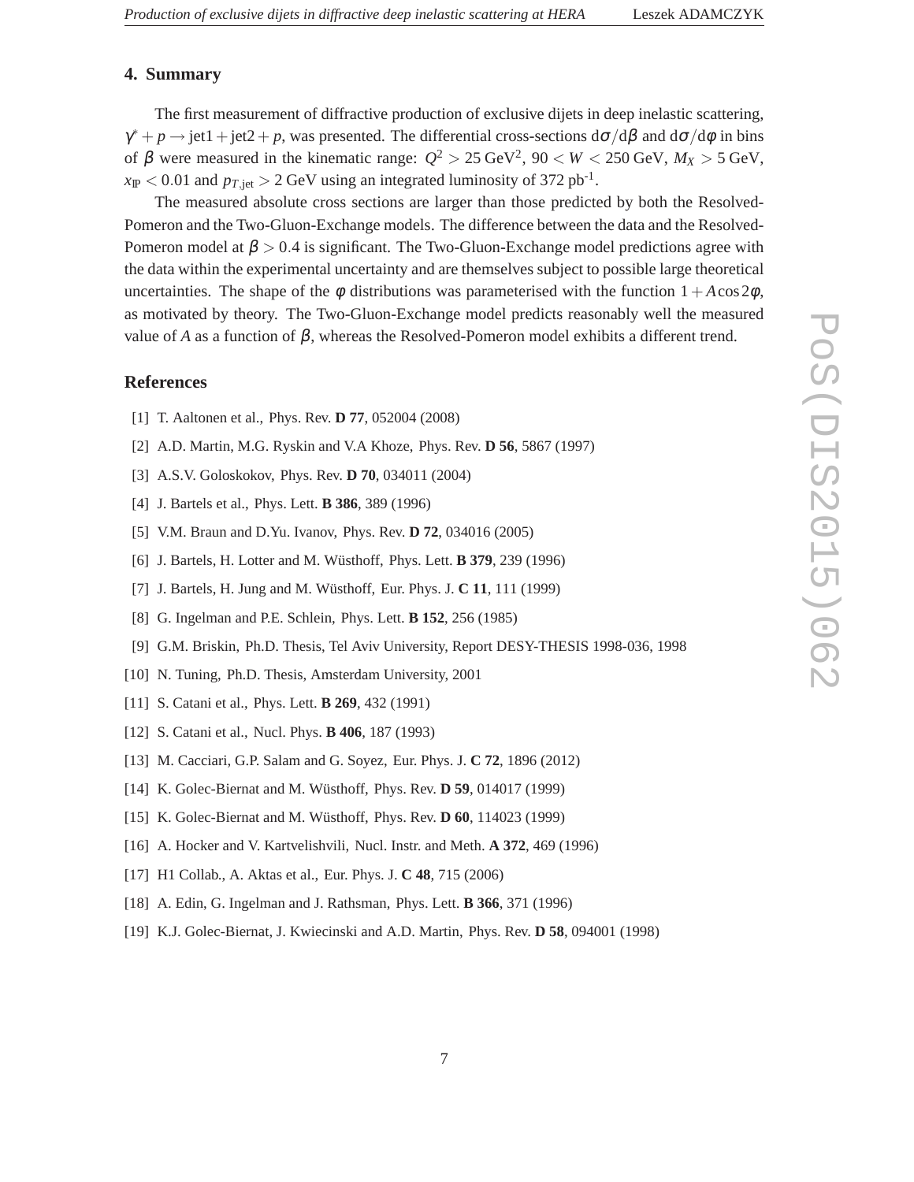## 4. Summary

The first measurement of diffractive production of exclusive dijets in deep inelastic scattering, $\gamma^* + p \rightarrow \text{jet1} + \text{jet2} + p$, was presented. The differential cross-sections $d\sigma/d\beta$ and $d\sigma/d\phi$ in bins of $\beta$ were measured in the kinematic range: $Q^2 > 25\,\text{GeV}^2$, $90 < W < 250\,\text{GeV}$, $M_X > 5\,\text{GeV}$, $x_{\mathbb{P}} < 0.01$ and $p_{T,\text{jet}} > 2\,\text{GeV}$ using an integrated luminosity of 372 pb$^{-1}$.

The measured absolute cross sections are larger than those predicted by both the Resolved-Pomeron and the Two-Gluon-Exchange models. The difference between the data and the Resolved-Pomeron model at $\beta > 0.4$ is significant. The Two-Gluon-Exchange model predictions agree with the data within the experimental uncertainty and are themselves subject to possible large theoretical uncertainties. The shape of the $\phi$ distributions was parameterised with the function $1 + A\cos 2\phi$, as motivated by theory. The Two-Gluon-Exchange model predicts reasonably well the measured value of $A$ as a function of $\beta$, whereas the Resolved-Pomeron model exhibits a different trend.

## References

[1] T. Aaltonen et al., Phys. Rev. **D 77**, 052004 (2008)

[2] A.D. Martin, M.G. Ryskin and V.A Khoze, Phys. Rev. **D 56**, 5867 (1997)

[3] A.S.V. Goloskokov, Phys. Rev. **D 70**, 034011 (2004)

[4] J. Bartels et al., Phys. Lett. **B 386**, 389 (1996)

[5] V.M. Braun and D.Yu. Ivanov, Phys. Rev. **D 72**, 034016 (2005)

[6] J. Bartels, H. Lotter and M. Wüsthoff, Phys. Lett. **B 379**, 239 (1996)

[7] J. Bartels, H. Jung and M. Wüsthoff, Eur. Phys. J. **C 11**, 111 (1999)

[8] G. Ingelman and P.E. Schlein, Phys. Lett. **B 152**, 256 (1985)

[9] G.M. Briskin, Ph.D. Thesis, Tel Aviv University, Report DESY-THESIS 1998-036, 1998

[10] N. Tuning, Ph.D. Thesis, Amsterdam University, 2001

[11] S. Catani et al., Phys. Lett. **B 269**, 432 (1991)

[12] S. Catani et al., Nucl. Phys. **B 406**, 187 (1993)

[13] M. Cacciari, G.P. Salam and G. Soyez, Eur. Phys. J. **C 72**, 1896 (2012)

[14] K. Golec-Biernat and M. Wüsthoff, Phys. Rev. **D 59**, 014017 (1999)

[15] K. Golec-Biernat and M. Wüsthoff, Phys. Rev. **D 60**, 114023 (1999)

[16] A. Hocker and V. Kartvelishvili, Nucl. Instr. and Meth. **A 372**, 469 (1996)

[17] H1 Collab., A. Aktas et al., Eur. Phys. J. **C 48**, 715 (2006)

[18] A. Edin, G. Ingelman and J. Rathsman, Phys. Lett. **B 366**, 371 (1996)

[19] K.J. Golec-Biernat, J. Kwiecinski and A.D. Martin, Phys. Rev. **D 58**, 094001 (1998)